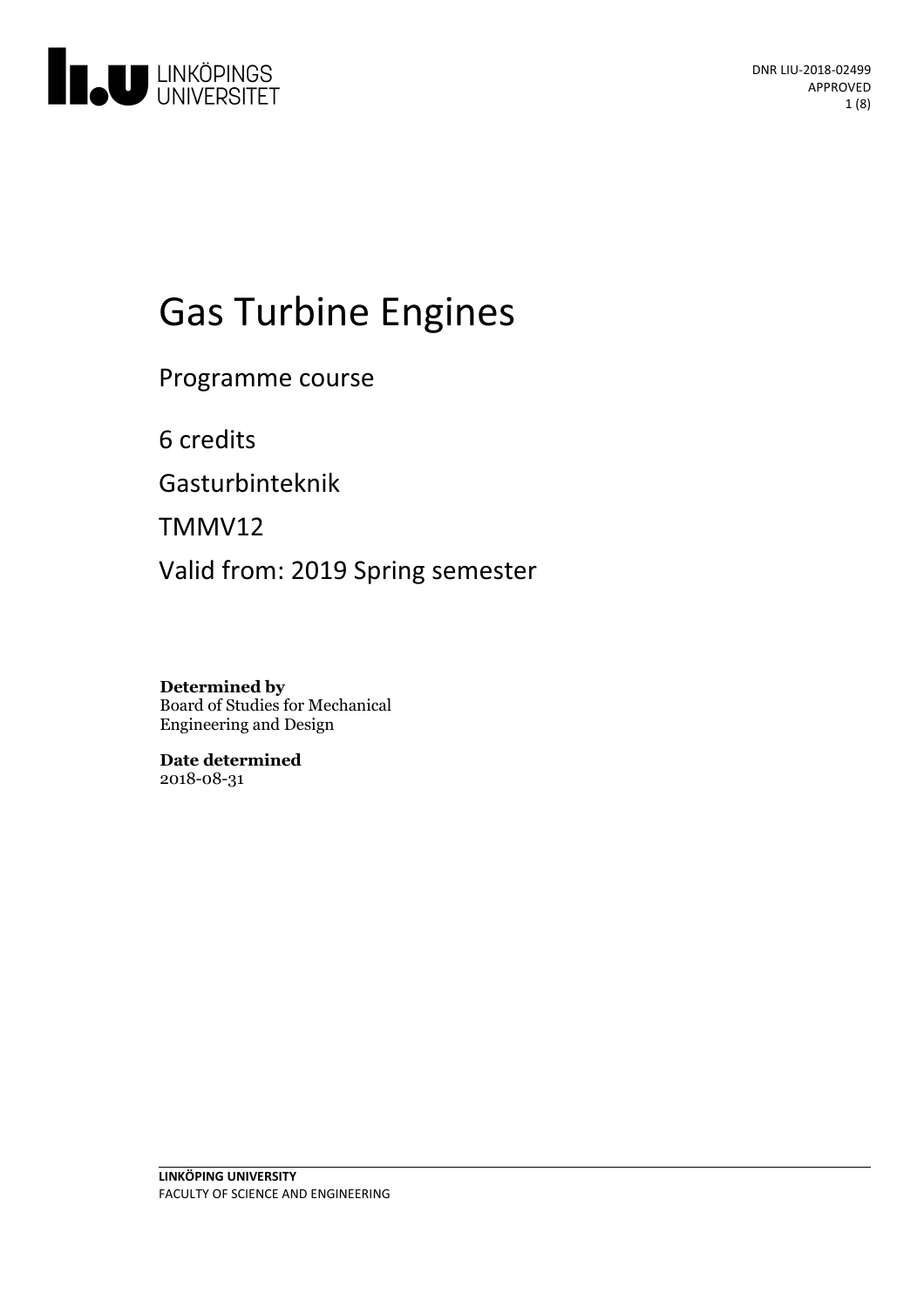# Gas Turbine Engines

Programme course

6 credits

Gasturbinteknik

TMMV12

Valid from: 2019 Spring semester

**Determined by**
Board of Studies for Mechanical Engineering and Design

**Date determined**
2018-08-31

**LINKÖPING UNIVERSITY**
FACULTY OF SCIENCE AND ENGINEERING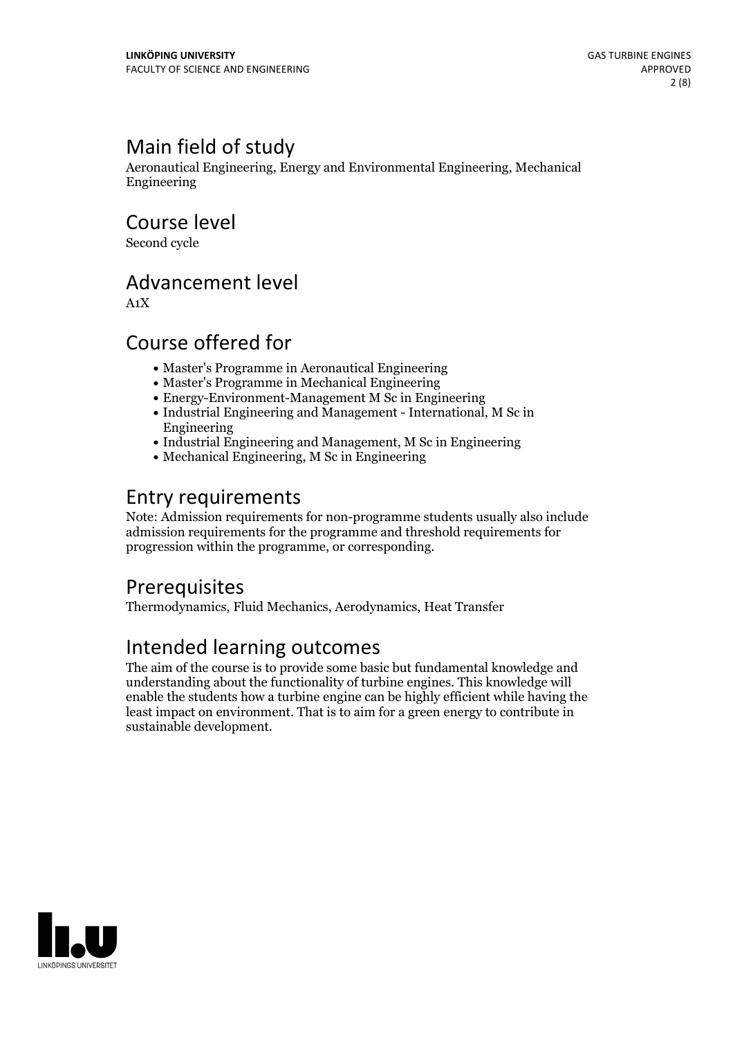## Main field of study

Aeronautical Engineering, Energy and Environmental Engineering, Mechanical Engineering

## Course level

Second cycle

## Advancement level

A1X

## Course offered for

- Master's Programme in Aeronautical Engineering
- Master's Programme in Mechanical Engineering
- Energy-Environment-Management M Sc in Engineering
- Industrial Engineering and Management - International, M Sc in Engineering
- Industrial Engineering and Management, M Sc in Engineering
- Mechanical Engineering, M Sc in Engineering

## Entry requirements

Note: Admission requirements for non-programme students usually also include admission requirements for the programme and threshold requirements for progression within the programme, or corresponding.

## Prerequisites

Thermodynamics, Fluid Mechanics, Aerodynamics, Heat Transfer

## Intended learning outcomes

The aim of the course is to provide some basic but fundamental knowledge and understanding about the functionality of turbine engines. This knowledge will enable the students how a turbine engine can be highly efficient while having the least impact on environment. That is to aim for a green energy to contribute in sustainable development.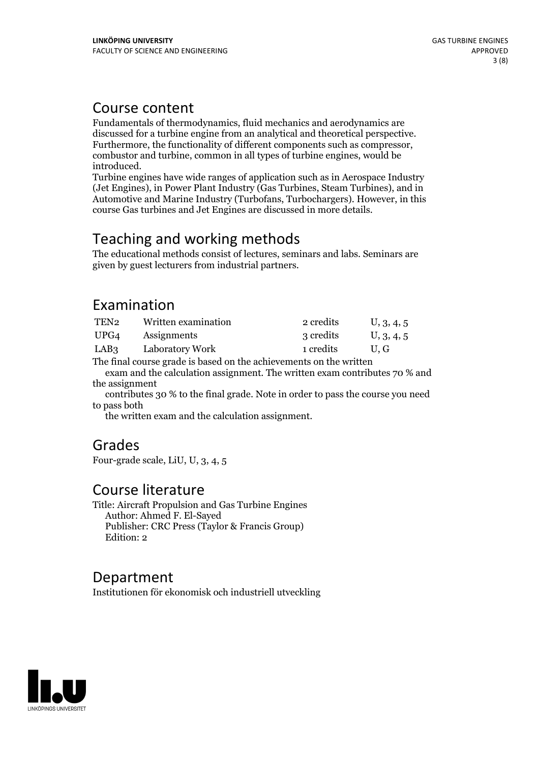## Course content

Fundamentals of thermodynamics, fluid mechanics and aerodynamics are discussed for a turbine engine from an analytical and theoretical perspective. Furthermore, the functionality of different components such as compressor, combustor and turbine, common in all types of turbine engines, would be introduced.

Turbine engines have wide ranges of application such as in Aerospace Industry (Jet Engines), in Power Plant Industry (Gas Turbines, Steam Turbines), and in Automotive and Marine Industry (Turbofans, Turbochargers). However, in this course Gas turbines and Jet Engines are discussed in more details.

## Teaching and working methods

The educational methods consist of lectures, seminars and labs. Seminars are given by guest lecturers from industrial partners.

## Examination

| | | | |
|---|---|---|---|
| TEN2 | Written examination | 2 credits | U, 3, 4, 5 |
| UPG4 | Assignments | 3 credits | U, 3, 4, 5 |
| LAB3 | Laboratory Work | 1 credits | U, G |

The final course grade is based on the achievements on the written exam and the calculation assignment. The written exam contributes 70 % and the assignment contributes 30 % to the final grade. Note in order to pass the course you need to pass both the written exam and the calculation assignment.

## Grades

Four-grade scale, LiU, U, 3, 4, 5

## Course literature

Title: Aircraft Propulsion and Gas Turbine Engines
Author: Ahmed F. El-Sayed
Publisher: CRC Press (Taylor & Francis Group)
Edition: 2

## Department

Institutionen för ekonomisk och industriell utveckling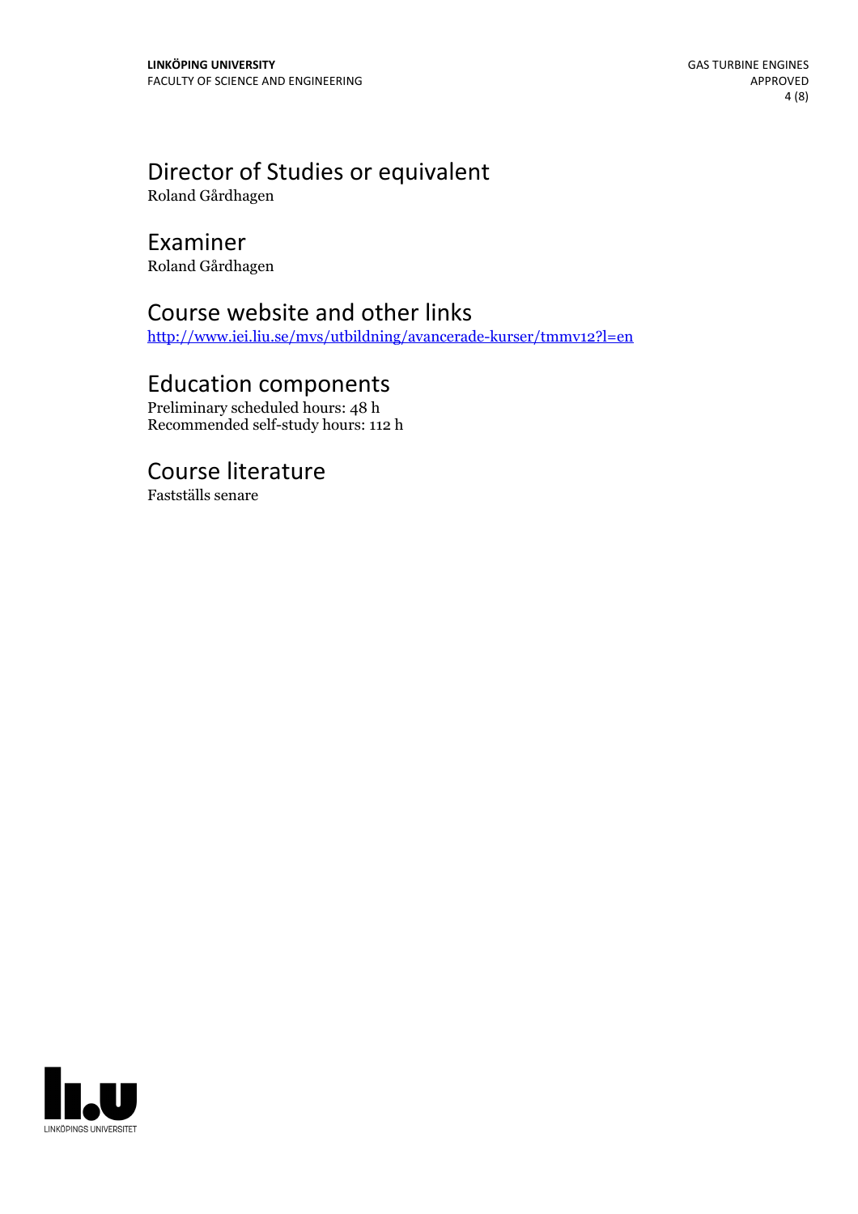## Director of Studies or equivalent

Roland Gårdhagen

## Examiner

Roland Gårdhagen

## Course website and other links

http://www.iei.liu.se/mvs/utbildning/avancerade-kurser/tmmv12?l=en

## Education components

Preliminary scheduled hours: 48 h
Recommended self-study hours: 112 h

## Course literature

Fastställs senare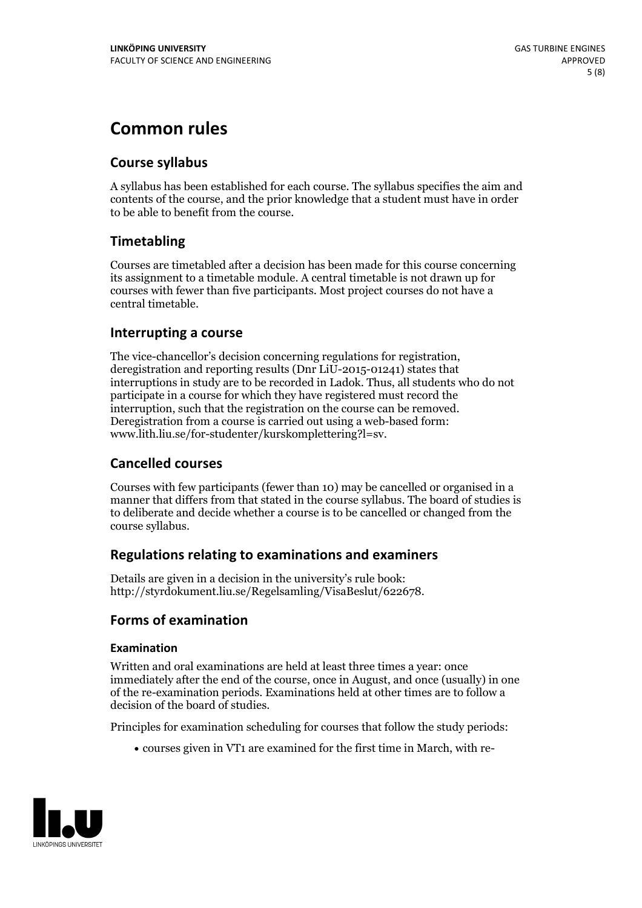# Common rules

## Course syllabus

A syllabus has been established for each course. The syllabus specifies the aim and contents of the course, and the prior knowledge that a student must have in order to be able to benefit from the course.

## Timetabling

Courses are timetabled after a decision has been made for this course concerning its assignment to a timetable module. A central timetable is not drawn up for courses with fewer than five participants. Most project courses do not have a central timetable.

## Interrupting a course

The vice-chancellor's decision concerning regulations for registration, deregistration and reporting results (Dnr LiU-2015-01241) states that interruptions in study are to be recorded in Ladok. Thus, all students who do not participate in a course for which they have registered must record the interruption, such that the registration on the course can be removed. Deregistration from a course is carried out using a web-based form: www.lith.liu.se/for-studenter/kurskomplettering?l=sv.

## Cancelled courses

Courses with few participants (fewer than 10) may be cancelled or organised in a manner that differs from that stated in the course syllabus. The board of studies is to deliberate and decide whether a course is to be cancelled or changed from the course syllabus.

## Regulations relating to examinations and examiners

Details are given in a decision in the university's rule book: http://styrdokument.liu.se/Regelsamling/VisaBeslut/622678.

## Forms of examination

### Examination

Written and oral examinations are held at least three times a year: once immediately after the end of the course, once in August, and once (usually) in one of the re-examination periods. Examinations held at other times are to follow a decision of the board of studies.

Principles for examination scheduling for courses that follow the study periods:

- courses given in VT1 are examined for the first time in March, with re-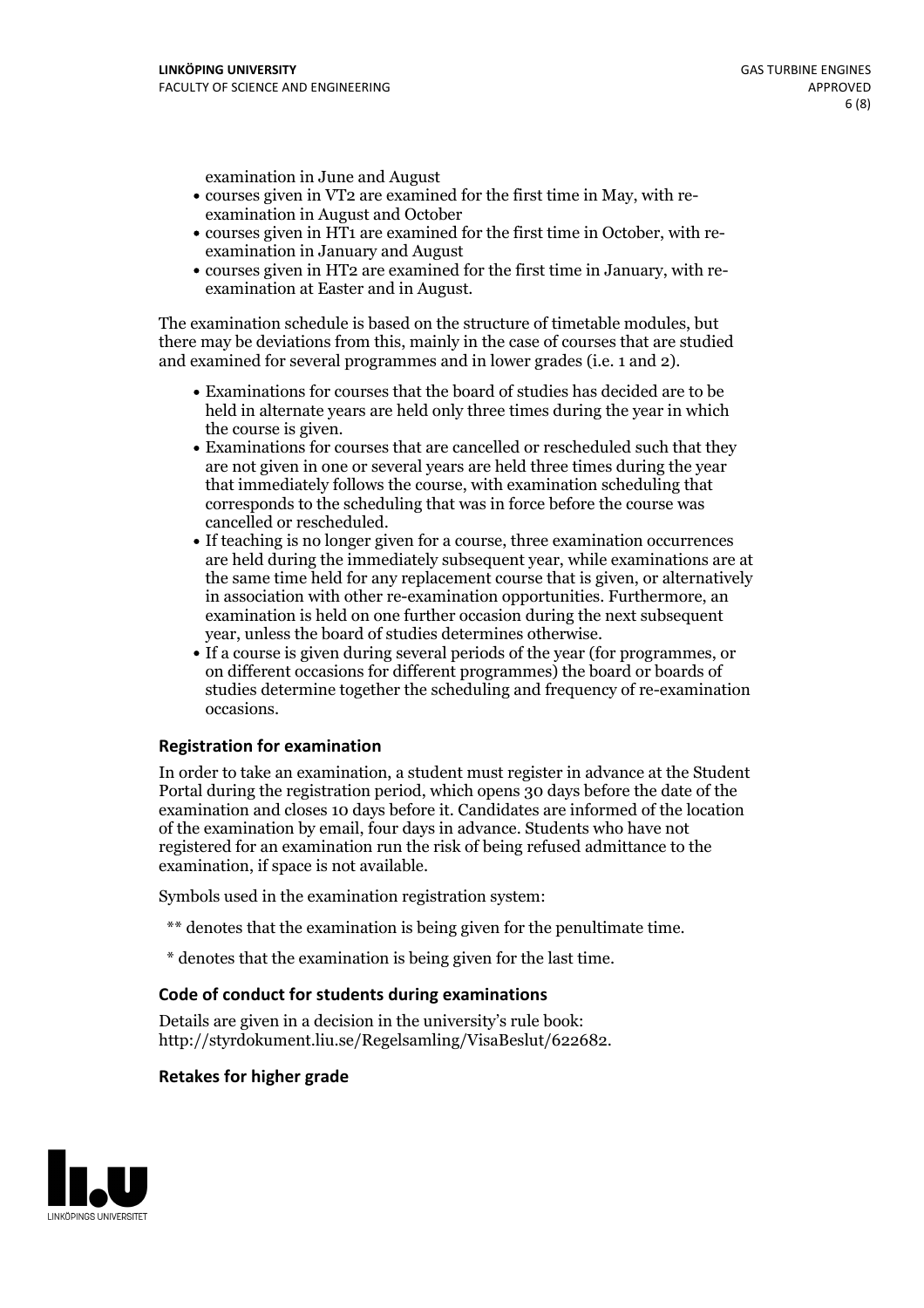examination in June and August

- courses given in VT2 are examined for the first time in May, with re-examination in August and October
- courses given in HT1 are examined for the first time in October, with re-examination in January and August
- courses given in HT2 are examined for the first time in January, with re-examination at Easter and in August.

The examination schedule is based on the structure of timetable modules, but there may be deviations from this, mainly in the case of courses that are studied and examined for several programmes and in lower grades (i.e. 1 and 2).

- Examinations for courses that the board of studies has decided are to be held in alternate years are held only three times during the year in which the course is given.
- Examinations for courses that are cancelled or rescheduled such that they are not given in one or several years are held three times during the year that immediately follows the course, with examination scheduling that corresponds to the scheduling that was in force before the course was cancelled or rescheduled.
- If teaching is no longer given for a course, three examination occurrences are held during the immediately subsequent year, while examinations are at the same time held for any replacement course that is given, or alternatively in association with other re-examination opportunities. Furthermore, an examination is held on one further occasion during the next subsequent year, unless the board of studies determines otherwise.
- If a course is given during several periods of the year (for programmes, or on different occasions for different programmes) the board or boards of studies determine together the scheduling and frequency of re-examination occasions.

### Registration for examination

In order to take an examination, a student must register in advance at the Student Portal during the registration period, which opens 30 days before the date of the examination and closes 10 days before it. Candidates are informed of the location of the examination by email, four days in advance. Students who have not registered for an examination run the risk of being refused admittance to the examination, if space is not available.

Symbols used in the examination registration system:

** denotes that the examination is being given for the penultimate time.

* denotes that the examination is being given for the last time.

### Code of conduct for students during examinations

Details are given in a decision in the university's rule book: http://styrdokument.liu.se/Regelsamling/VisaBeslut/622682.

### Retakes for higher grade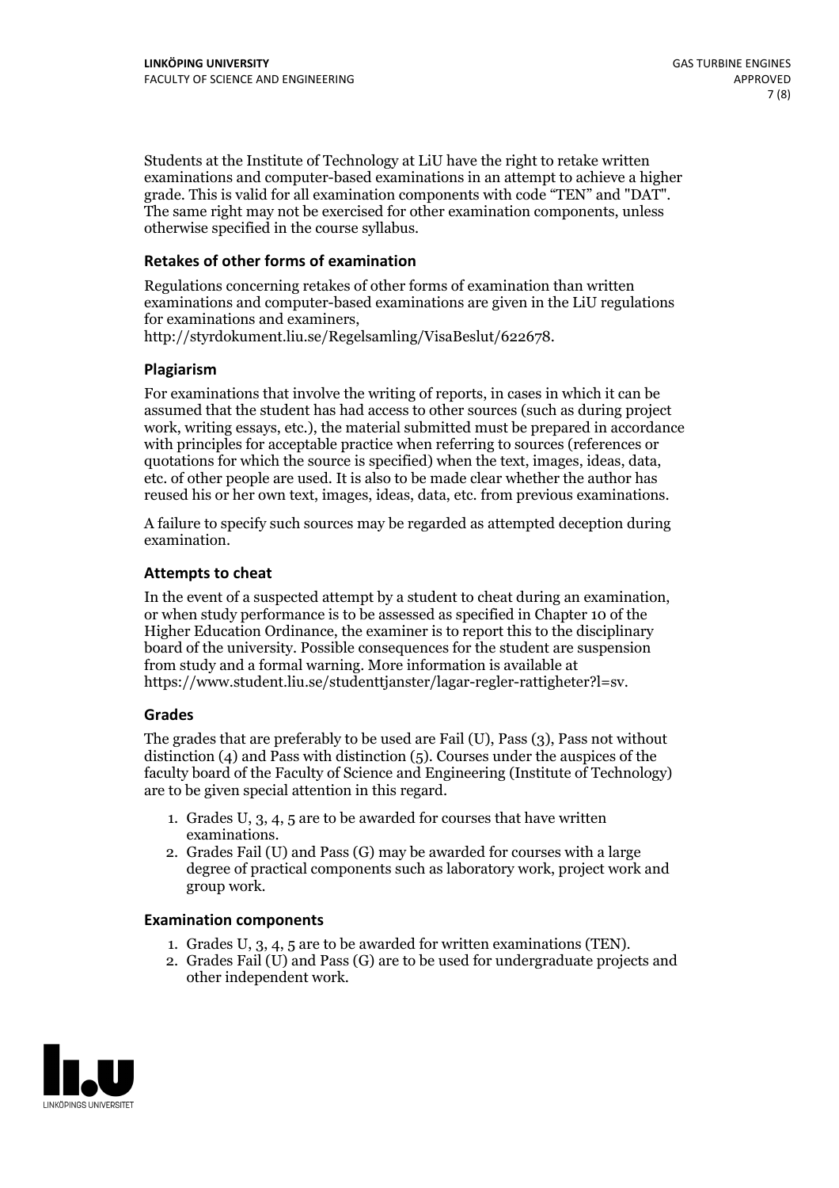Students at the Institute of Technology at LiU have the right to retake written examinations and computer-based examinations in an attempt to achieve a higher grade. This is valid for all examination components with code "TEN" and "DAT". The same right may not be exercised for other examination components, unless otherwise specified in the course syllabus.

### Retakes of other forms of examination

Regulations concerning retakes of other forms of examination than written examinations and computer-based examinations are given in the LiU regulations for examinations and examiners, http://styrdokument.liu.se/Regelsamling/VisaBeslut/622678.

### Plagiarism

For examinations that involve the writing of reports, in cases in which it can be assumed that the student has had access to other sources (such as during project work, writing essays, etc.), the material submitted must be prepared in accordance with principles for acceptable practice when referring to sources (references or quotations for which the source is specified) when the text, images, ideas, data, etc. of other people are used. It is also to be made clear whether the author has reused his or her own text, images, ideas, data, etc. from previous examinations.

A failure to specify such sources may be regarded as attempted deception during examination.

### Attempts to cheat

In the event of a suspected attempt by a student to cheat during an examination, or when study performance is to be assessed as specified in Chapter 10 of the Higher Education Ordinance, the examiner is to report this to the disciplinary board of the university. Possible consequences for the student are suspension from study and a formal warning. More information is available at https://www.student.liu.se/studenttjanster/lagar-regler-rattigheter?l=sv.

### Grades

The grades that are preferably to be used are Fail (U), Pass (3), Pass not without distinction (4) and Pass with distinction (5). Courses under the auspices of the faculty board of the Faculty of Science and Engineering (Institute of Technology) are to be given special attention in this regard.

1. Grades U, 3, 4, 5 are to be awarded for courses that have written examinations.
2. Grades Fail (U) and Pass (G) may be awarded for courses with a large degree of practical components such as laboratory work, project work and group work.

### Examination components

1. Grades U, 3, 4, 5 are to be awarded for written examinations (TEN).
2. Grades Fail (U) and Pass (G) are to be used for undergraduate projects and other independent work.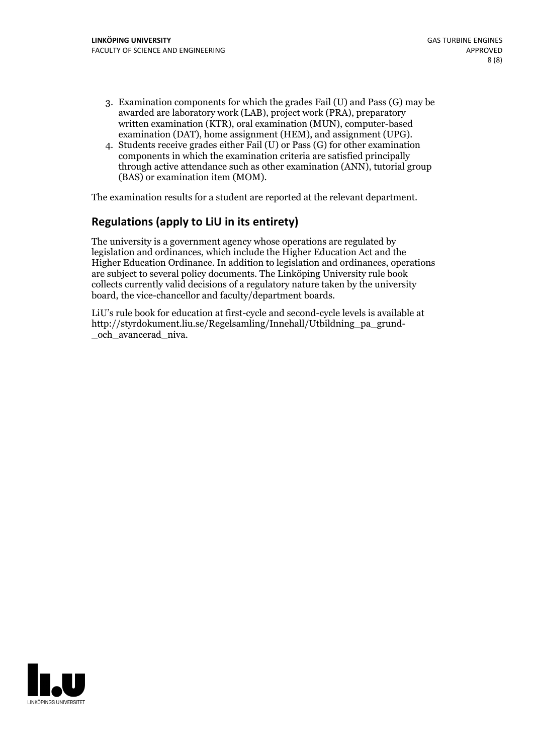3. Examination components for which the grades Fail (U) and Pass (G) may be awarded are laboratory work (LAB), project work (PRA), preparatory written examination (KTR), oral examination (MUN), computer-based examination (DAT), home assignment (HEM), and assignment (UPG).
4. Students receive grades either Fail (U) or Pass (G) for other examination components in which the examination criteria are satisfied principally through active attendance such as other examination (ANN), tutorial group (BAS) or examination item (MOM).

The examination results for a student are reported at the relevant department.

## Regulations (apply to LiU in its entirety)

The university is a government agency whose operations are regulated by legislation and ordinances, which include the Higher Education Act and the Higher Education Ordinance. In addition to legislation and ordinances, operations are subject to several policy documents. The Linköping University rule book collects currently valid decisions of a regulatory nature taken by the university board, the vice-chancellor and faculty/department boards.

LiU's rule book for education at first-cycle and second-cycle levels is available at http://styrdokument.liu.se/Regelsamling/Innehall/Utbildning_pa_grund-_och_avancerad_niva.